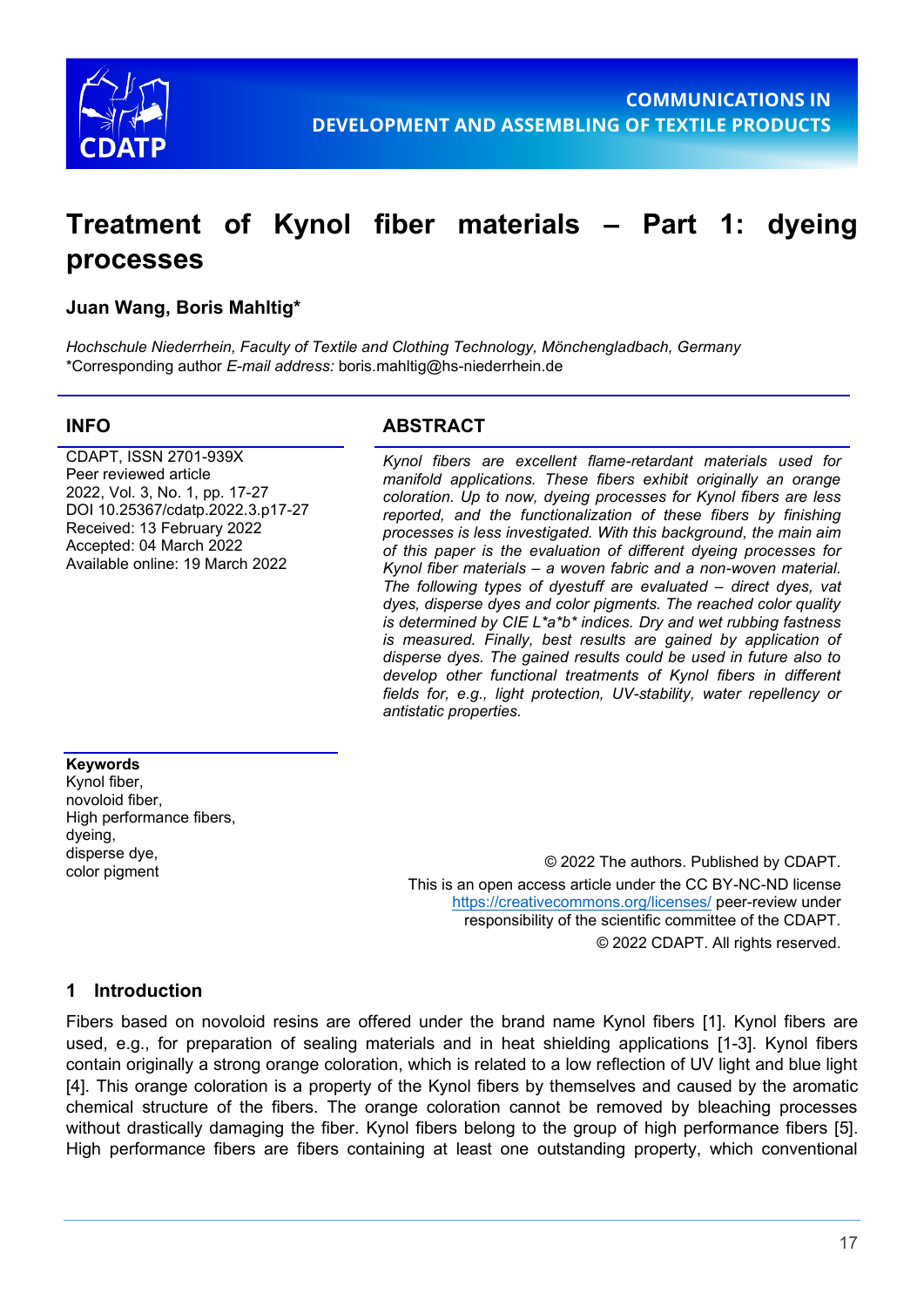COMMUNICATIONS IN DEVELOPMENT AND ASSEMBLING OF TEXTILE PRODUCTS

# Treatment of Kynol fiber materials – Part 1: dyeing processes

**Juan Wang, Boris Mahltig***

*Hochschule Niederrhein, Faculty of Textile and Clothing Technology, Mönchengladbach, Germany*
*Corresponding author *E-mail address:* boris.mahltig@hs-niederrhein.de

## INFO

CDAPT, ISSN 2701-939X
Peer reviewed article
2022, Vol. 3, No. 1, pp. 17-27
DOI 10.25367/cdatp.2022.3.p17-27
Received: 13 February 2022
Accepted: 04 March 2022
Available online: 19 March 2022

## ABSTRACT

*Kynol fibers are excellent flame-retardant materials used for manifold applications. These fibers exhibit originally an orange coloration. Up to now, dyeing processes for Kynol fibers are less reported, and the functionalization of these fibers by finishing processes is less investigated. With this background, the main aim of this paper is the evaluation of different dyeing processes for Kynol fiber materials – a woven fabric and a non-woven material. The following types of dyestuff are evaluated – direct dyes, vat dyes, disperse dyes and color pigments. The reached color quality is determined by CIE L*a*b* indices. Dry and wet rubbing fastness is measured. Finally, best results are gained by application of disperse dyes. The gained results could be used in future also to develop other functional treatments of Kynol fibers in different fields for, e.g., light protection, UV-stability, water repellency or antistatic properties.*

**Keywords**
Kynol fiber,
novoloid fiber,
High performance fibers,
dyeing,
disperse dye,
color pigment

© 2022 The authors. Published by CDAPT.
This is an open access article under the CC BY-NC-ND license https://creativecommons.org/licenses/ peer-review under responsibility of the scientific committee of the CDAPT.
© 2022 CDAPT. All rights reserved.

## 1 Introduction

Fibers based on novoloid resins are offered under the brand name Kynol fibers [1]. Kynol fibers are used, e.g., for preparation of sealing materials and in heat shielding applications [1-3]. Kynol fibers contain originally a strong orange coloration, which is related to a low reflection of UV light and blue light [4]. This orange coloration is a property of the Kynol fibers by themselves and caused by the aromatic chemical structure of the fibers. The orange coloration cannot be removed by bleaching processes without drastically damaging the fiber. Kynol fibers belong to the group of high performance fibers [5]. High performance fibers are fibers containing at least one outstanding property, which conventional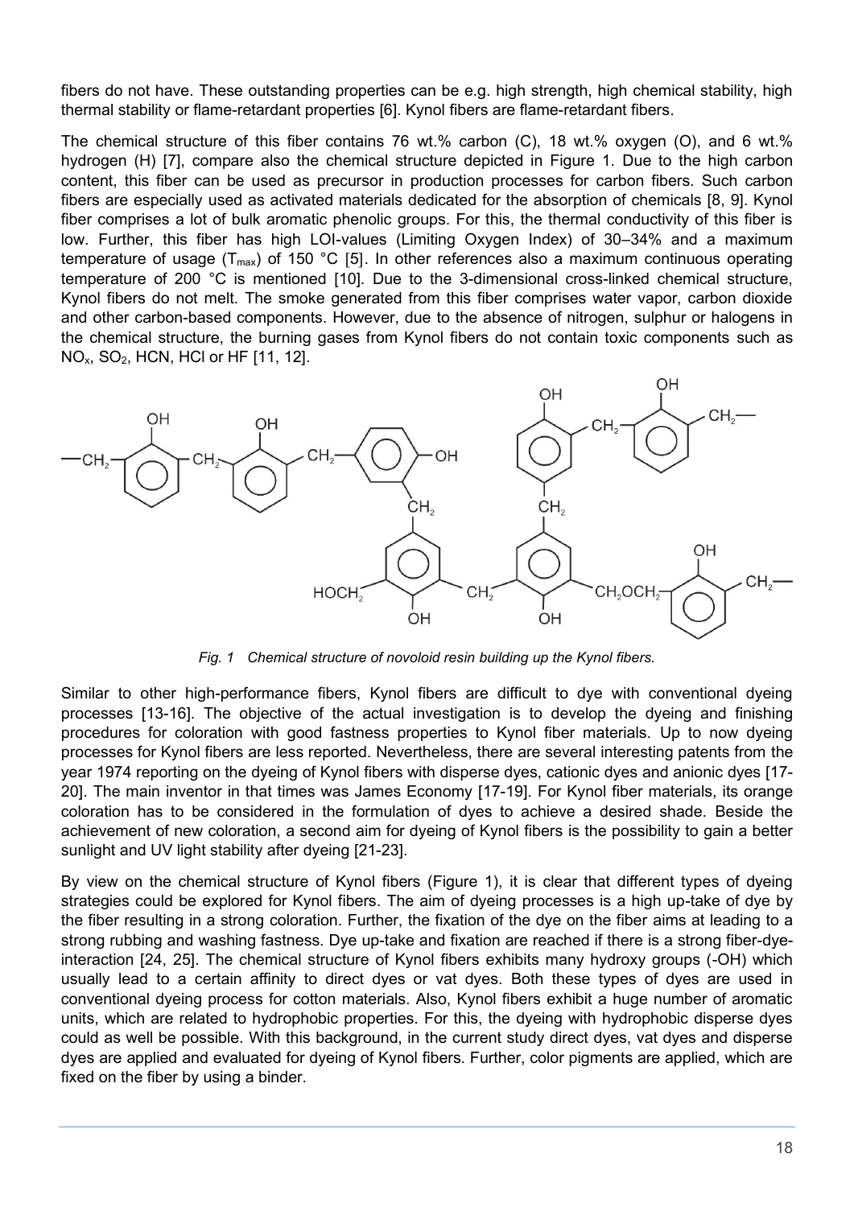fibers do not have. These outstanding properties can be e.g. high strength, high chemical stability, high thermal stability or flame-retardant properties [6]. Kynol fibers are flame-retardant fibers.

The chemical structure of this fiber contains 76 wt.% carbon (C), 18 wt.% oxygen (O), and 6 wt.% hydrogen (H) [7], compare also the chemical structure depicted in Figure 1. Due to the high carbon content, this fiber can be used as precursor in production processes for carbon fibers. Such carbon fibers are especially used as activated materials dedicated for the absorption of chemicals [8, 9]. Kynol fiber comprises a lot of bulk aromatic phenolic groups. For this, the thermal conductivity of this fiber is low. Further, this fiber has high LOI-values (Limiting Oxygen Index) of 30–34% and a maximum temperature of usage ($T_{max}$) of 150 °C [5]. In other references also a maximum continuous operating temperature of 200 °C is mentioned [10]. Due to the 3-dimensional cross-linked chemical structure, Kynol fibers do not melt. The smoke generated from this fiber comprises water vapor, carbon dioxide and other carbon-based components. However, due to the absence of nitrogen, sulphur or halogens in the chemical structure, the burning gases from Kynol fibers do not contain toxic components such as $NO_x$, $SO_2$, HCN, HCl or HF [11, 12].

*Fig. 1 Chemical structure of novoloid resin building up the Kynol fibers.*

Similar to other high-performance fibers, Kynol fibers are difficult to dye with conventional dyeing processes [13-16]. The objective of the actual investigation is to develop the dyeing and finishing procedures for coloration with good fastness properties to Kynol fiber materials. Up to now dyeing processes for Kynol fibers are less reported. Nevertheless, there are several interesting patents from the year 1974 reporting on the dyeing of Kynol fibers with disperse dyes, cationic dyes and anionic dyes [17-20]. The main inventor in that times was James Economy [17-19]. For Kynol fiber materials, its orange coloration has to be considered in the formulation of dyes to achieve a desired shade. Beside the achievement of new coloration, a second aim for dyeing of Kynol fibers is the possibility to gain a better sunlight and UV light stability after dyeing [21-23].

By view on the chemical structure of Kynol fibers (Figure 1), it is clear that different types of dyeing strategies could be explored for Kynol fibers. The aim of dyeing processes is a high up-take of dye by the fiber resulting in a strong coloration. Further, the fixation of the dye on the fiber aims at leading to a strong rubbing and washing fastness. Dye up-take and fixation are reached if there is a strong fiber-dye-interaction [24, 25]. The chemical structure of Kynol fibers exhibits many hydroxy groups (-OH) which usually lead to a certain affinity to direct dyes or vat dyes. Both these types of dyes are used in conventional dyeing process for cotton materials. Also, Kynol fibers exhibit a huge number of aromatic units, which are related to hydrophobic properties. For this, the dyeing with hydrophobic disperse dyes could as well be possible. With this background, in the current study direct dyes, vat dyes and disperse dyes are applied and evaluated for dyeing of Kynol fibers. Further, color pigments are applied, which are fixed on the fiber by using a binder.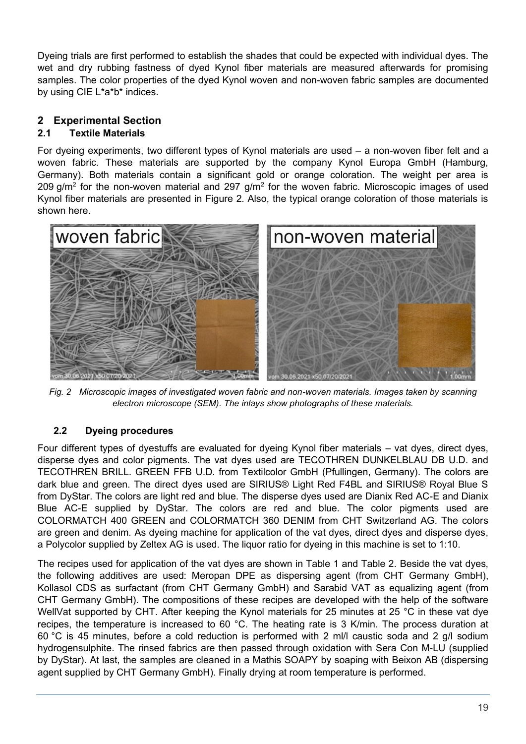Dyeing trials are first performed to establish the shades that could be expected with individual dyes. The wet and dry rubbing fastness of dyed Kynol fiber materials are measured afterwards for promising samples. The color properties of the dyed Kynol woven and non-woven fabric samples are documented by using CIE L*a*b* indices.

## 2 Experimental Section

### 2.1 Textile Materials

For dyeing experiments, two different types of Kynol materials are used – a non-woven fiber felt and a woven fabric. These materials are supported by the company Kynol Europa GmbH (Hamburg, Germany). Both materials contain a significant gold or orange coloration. The weight per area is 209 g/m$^2$ for the non-woven material and 297 g/m$^2$ for the woven fabric. Microscopic images of used Kynol fiber materials are presented in Figure 2. Also, the typical orange coloration of those materials is shown here.

*Fig. 2 Microscopic images of investigated woven fabric and non-woven materials. Images taken by scanning electron microscope (SEM). The inlays show photographs of these materials.*

### 2.2 Dyeing procedures

Four different types of dyestuffs are evaluated for dyeing Kynol fiber materials – vat dyes, direct dyes, disperse dyes and color pigments. The vat dyes used are TECOTHREN DUNKELBLAU DB U.D. and TECOTHREN BRILL. GREEN FFB U.D. from Textilcolor GmbH (Pfullingen, Germany). The colors are dark blue and green. The direct dyes used are SIRIUS® Light Red F4BL and SIRIUS® Royal Blue S from DyStar. The colors are light red and blue. The disperse dyes used are Dianix Red AC-E and Dianix Blue AC-E supplied by DyStar. The colors are red and blue. The color pigments used are COLORMATCH 400 GREEN and COLORMATCH 360 DENIM from CHT Switzerland AG. The colors are green and denim. As dyeing machine for application of the vat dyes, direct dyes and disperse dyes, a Polycolor supplied by Zeltex AG is used. The liquor ratio for dyeing in this machine is set to 1:10.

The recipes used for application of the vat dyes are shown in Table 1 and Table 2. Beside the vat dyes, the following additives are used: Meropan DPE as dispersing agent (from CHT Germany GmbH), Kollasol CDS as surfactant (from CHT Germany GmbH) and Sarabid VAT as equalizing agent (from CHT Germany GmbH). The compositions of these recipes are developed with the help of the software WellVat supported by CHT. After keeping the Kynol materials for 25 minutes at 25 °C in these vat dye recipes, the temperature is increased to 60 °C. The heating rate is 3 K/min. The process duration at 60 °C is 45 minutes, before a cold reduction is performed with 2 ml/l caustic soda and 2 g/l sodium hydrogensulphite. The rinsed fabrics are then passed through oxidation with Sera Con M-LU (supplied by DyStar). At last, the samples are cleaned in a Mathis SOAPY by soaping with Beixon AB (dispersing agent supplied by CHT Germany GmbH). Finally drying at room temperature is performed.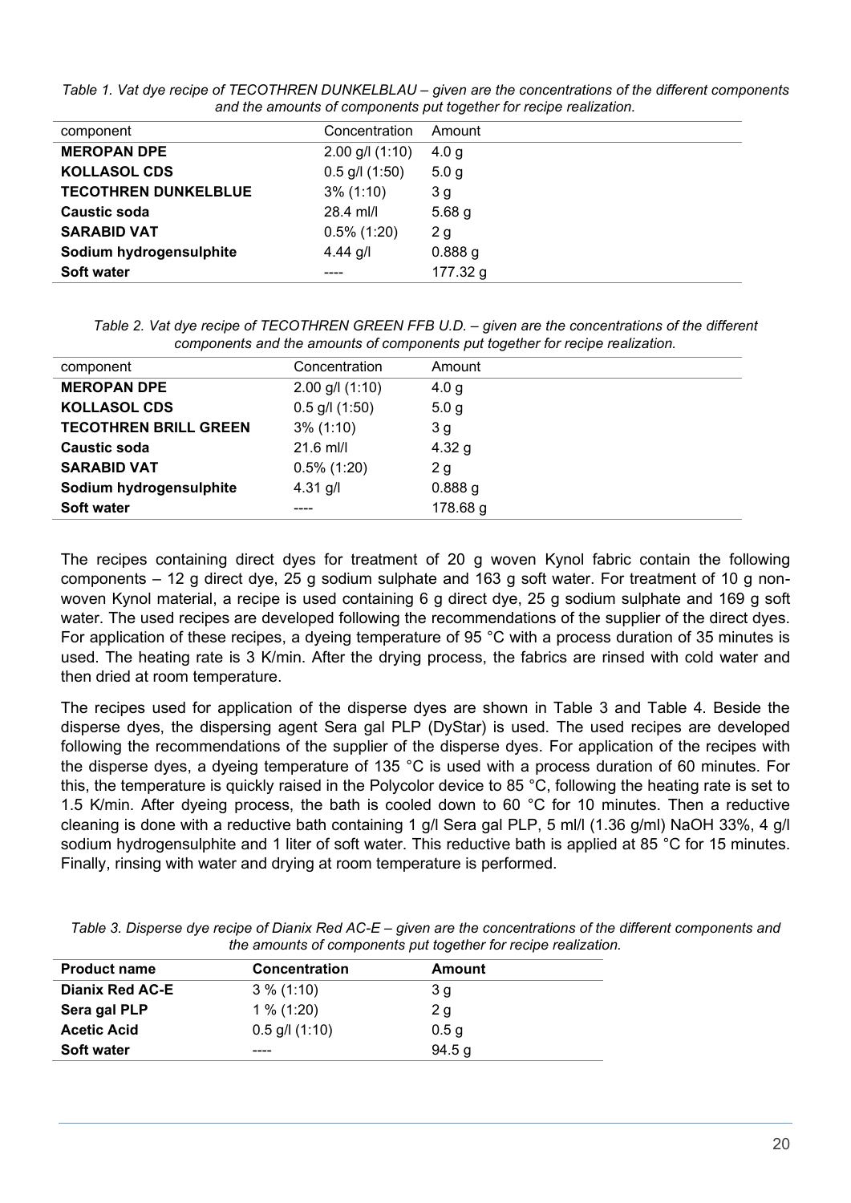*Table 1. Vat dye recipe of TECOTHREN DUNKELBLAU – given are the concentrations of the different components and the amounts of components put together for recipe realization.*

| component | Concentration | Amount |
|---|---|---|
| **MEROPAN DPE** | 2.00 g/l (1:10) | 4.0 g |
| **KOLLASOL CDS** | 0.5 g/l (1:50) | 5.0 g |
| **TECOTHREN DUNKELBLUE** | 3% (1:10) | 3 g |
| **Caustic soda** | 28.4 ml/l | 5.68 g |
| **SARABID VAT** | 0.5% (1:20) | 2 g |
| **Sodium hydrogensulphite** | 4.44 g/l | 0.888 g |
| **Soft water** | ---- | 177.32 g |

*Table 2. Vat dye recipe of TECOTHREN GREEN FFB U.D. – given are the concentrations of the different components and the amounts of components put together for recipe realization.*

| component | Concentration | Amount |
|---|---|---|
| **MEROPAN DPE** | 2.00 g/l (1:10) | 4.0 g |
| **KOLLASOL CDS** | 0.5 g/l (1:50) | 5.0 g |
| **TECOTHREN BRILL GREEN** | 3% (1:10) | 3 g |
| **Caustic soda** | 21.6 ml/l | 4.32 g |
| **SARABID VAT** | 0.5% (1:20) | 2 g |
| **Sodium hydrogensulphite** | 4.31 g/l | 0.888 g |
| **Soft water** | ---- | 178.68 g |

The recipes containing direct dyes for treatment of 20 g woven Kynol fabric contain the following components – 12 g direct dye, 25 g sodium sulphate and 163 g soft water. For treatment of 10 g non-woven Kynol material, a recipe is used containing 6 g direct dye, 25 g sodium sulphate and 169 g soft water. The used recipes are developed following the recommendations of the supplier of the direct dyes. For application of these recipes, a dyeing temperature of 95 °C with a process duration of 35 minutes is used. The heating rate is 3 K/min. After the drying process, the fabrics are rinsed with cold water and then dried at room temperature.

The recipes used for application of the disperse dyes are shown in Table 3 and Table 4. Beside the disperse dyes, the dispersing agent Sera gal PLP (DyStar) is used. The used recipes are developed following the recommendations of the supplier of the disperse dyes. For application of the recipes with the disperse dyes, a dyeing temperature of 135 °C is used with a process duration of 60 minutes. For this, the temperature is quickly raised in the Polycolor device to 85 °C, following the heating rate is set to 1.5 K/min. After dyeing process, the bath is cooled down to 60 °C for 10 minutes. Then a reductive cleaning is done with a reductive bath containing 1 g/l Sera gal PLP, 5 ml/l (1.36 g/ml) NaOH 33%, 4 g/l sodium hydrogensulphite and 1 liter of soft water. This reductive bath is applied at 85 °C for 15 minutes. Finally, rinsing with water and drying at room temperature is performed.

*Table 3. Disperse dye recipe of Dianix Red AC-E – given are the concentrations of the different components and the amounts of components put together for recipe realization.*

| **Product name** | **Concentration** | **Amount** |
|---|---|---|
| **Dianix Red AC-E** | 3 % (1:10) | 3 g |
| **Sera gal PLP** | 1 % (1:20) | 2 g |
| **Acetic Acid** | 0.5 g/l (1:10) | 0.5 g |
| **Soft water** | ---- | 94.5 g |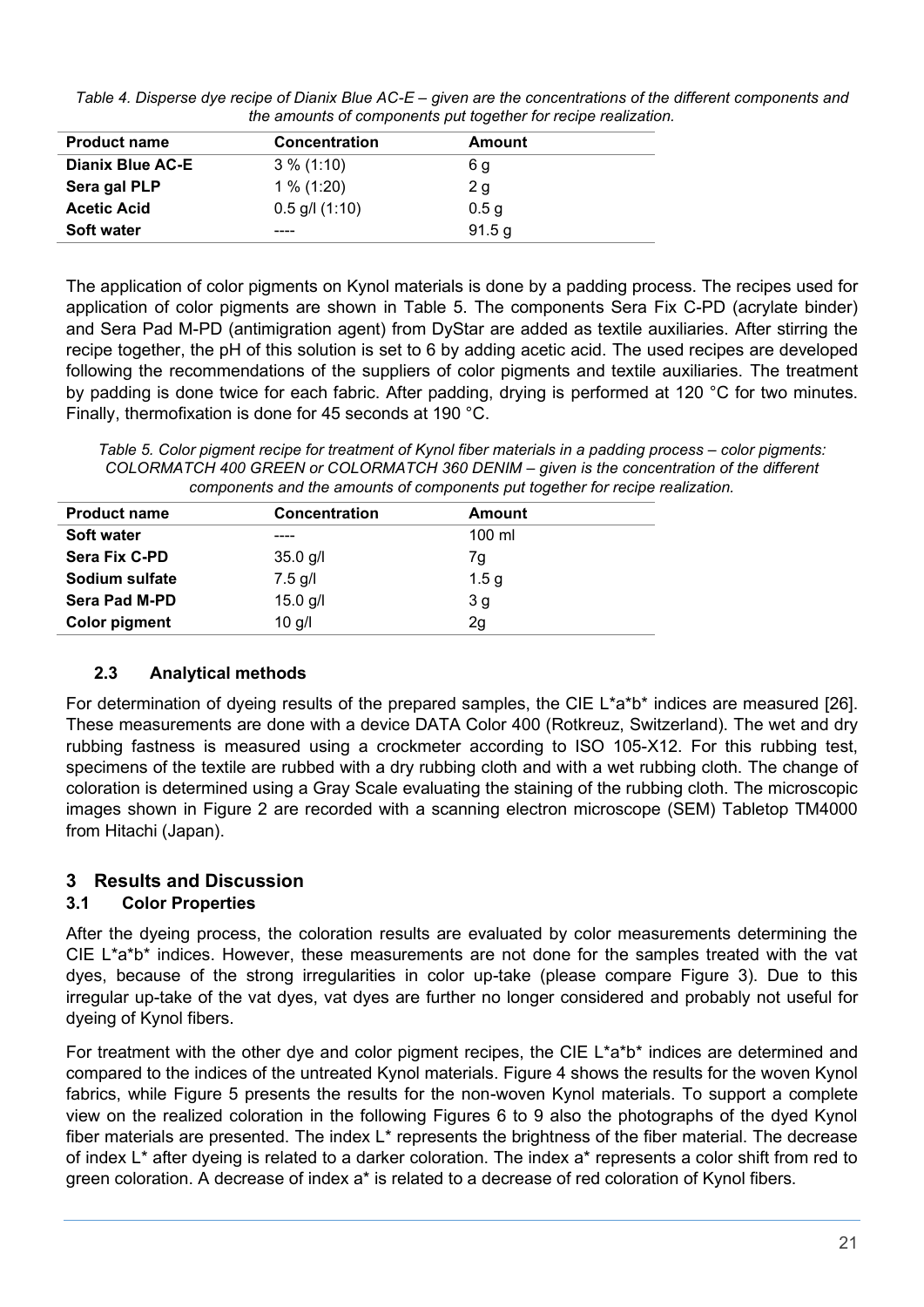*Table 4. Disperse dye recipe of Dianix Blue AC-E – given are the concentrations of the different components and the amounts of components put together for recipe realization.*

| Product name | Concentration | Amount |
|---|---|---|
| **Dianix Blue AC-E** | 3 % (1:10) | 6 g |
| **Sera gal PLP** | 1 % (1:20) | 2 g |
| **Acetic Acid** | 0.5 g/l (1:10) | 0.5 g |
| **Soft water** | ---- | 91.5 g |

The application of color pigments on Kynol materials is done by a padding process. The recipes used for application of color pigments are shown in Table 5. The components Sera Fix C-PD (acrylate binder) and Sera Pad M-PD (antimigration agent) from DyStar are added as textile auxiliaries. After stirring the recipe together, the pH of this solution is set to 6 by adding acetic acid. The used recipes are developed following the recommendations of the suppliers of color pigments and textile auxiliaries. The treatment by padding is done twice for each fabric. After padding, drying is performed at 120 °C for two minutes. Finally, thermofixation is done for 45 seconds at 190 °C.

*Table 5. Color pigment recipe for treatment of Kynol fiber materials in a padding process – color pigments: COLORMATCH 400 GREEN or COLORMATCH 360 DENIM – given is the concentration of the different components and the amounts of components put together for recipe realization.*

| Product name | Concentration | Amount |
|---|---|---|
| **Soft water** | ---- | 100 ml |
| **Sera Fix C-PD** | 35.0 g/l | 7g |
| **Sodium sulfate** | 7.5 g/l | 1.5 g |
| **Sera Pad M-PD** | 15.0 g/l | 3 g |
| **Color pigment** | 10 g/l | 2g |

### 2.3 Analytical methods

For determination of dyeing results of the prepared samples, the CIE L\*a\*b\* indices are measured [26]. These measurements are done with a device DATA Color 400 (Rotkreuz, Switzerland). The wet and dry rubbing fastness is measured using a crockmeter according to ISO 105-X12. For this rubbing test, specimens of the textile are rubbed with a dry rubbing cloth and with a wet rubbing cloth. The change of coloration is determined using a Gray Scale evaluating the staining of the rubbing cloth. The microscopic images shown in Figure 2 are recorded with a scanning electron microscope (SEM) Tabletop TM4000 from Hitachi (Japan).

## 3 Results and Discussion

### 3.1 Color Properties

After the dyeing process, the coloration results are evaluated by color measurements determining the CIE L\*a\*b\* indices. However, these measurements are not done for the samples treated with the vat dyes, because of the strong irregularities in color up-take (please compare Figure 3). Due to this irregular up-take of the vat dyes, vat dyes are further no longer considered and probably not useful for dyeing of Kynol fibers.

For treatment with the other dye and color pigment recipes, the CIE L\*a\*b\* indices are determined and compared to the indices of the untreated Kynol materials. Figure 4 shows the results for the woven Kynol fabrics, while Figure 5 presents the results for the non-woven Kynol materials. To support a complete view on the realized coloration in the following Figures 6 to 9 also the photographs of the dyed Kynol fiber materials are presented. The index L\* represents the brightness of the fiber material. The decrease of index L\* after dyeing is related to a darker coloration. The index a\* represents a color shift from red to green coloration. A decrease of index a\* is related to a decrease of red coloration of Kynol fibers.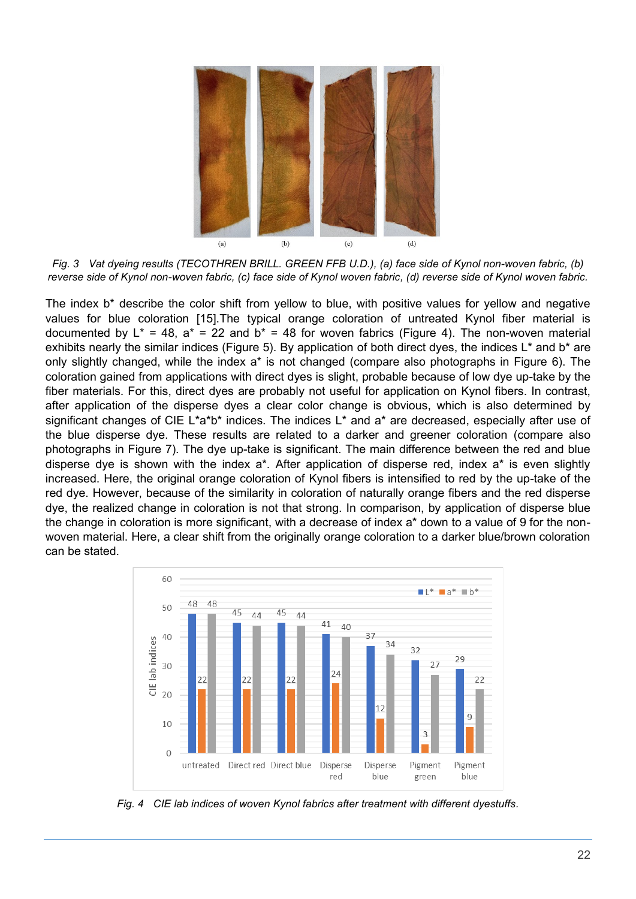Fig. 3 Vat dyeing results (TECOTHREN BRILL. GREEN FFB U.D.), (a) face side of Kynol non-woven fabric, (b) reverse side of Kynol non-woven fabric, (c) face side of Kynol woven fabric, (d) reverse side of Kynol woven fabric.

The index b* describe the color shift from yellow to blue, with positive values for yellow and negative values for blue coloration [15].The typical orange coloration of untreated Kynol fiber material is documented by L* = 48, a* = 22 and b* = 48 for woven fabrics (Figure 4). The non-woven material exhibits nearly the similar indices (Figure 5). By application of both direct dyes, the indices L* and b* are only slightly changed, while the index a* is not changed (compare also photographs in Figure 6). The coloration gained from applications with direct dyes is slight, probable because of low dye up-take by the fiber materials. For this, direct dyes are probably not useful for application on Kynol fibers. In contrast, after application of the disperse dyes a clear color change is obvious, which is also determined by significant changes of CIE L*a*b* indices. The indices L* and a* are decreased, especially after use of the blue disperse dye. These results are related to a darker and greener coloration (compare also photographs in Figure 7). The dye up-take is significant. The main difference between the red and blue disperse dye is shown with the index a*. After application of disperse red, index a* is even slightly increased. Here, the original orange coloration of Kynol fibers is intensified to red by the up-take of the red dye. However, because of the similarity in coloration of naturally orange fibers and the red disperse dye, the realized change in coloration is not that strong. In comparison, by application of disperse blue the change in coloration is more significant, with a decrease of index a* down to a value of 9 for the non-woven material. Here, a clear shift from the originally orange coloration to a darker blue/brown coloration can be stated.

Fig. 4 CIE lab indices of woven Kynol fabrics after treatment with different dyestuffs.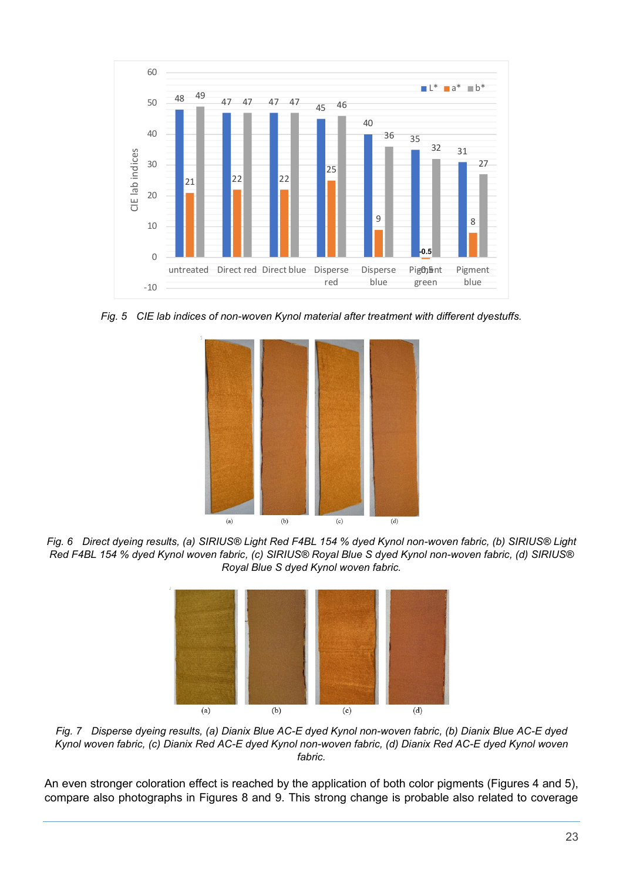Fig. 5   CIE lab indices of non-woven Kynol material after treatment with different dyestuffs.

Fig. 6   Direct dyeing results, (a) SIRIUS® Light Red F4BL 154 % dyed Kynol non-woven fabric, (b) SIRIUS® Light Red F4BL 154 % dyed Kynol woven fabric, (c) SIRIUS® Royal Blue S dyed Kynol non-woven fabric, (d) SIRIUS® Royal Blue S dyed Kynol woven fabric.

Fig. 7   Disperse dyeing results, (a) Dianix Blue AC-E dyed Kynol non-woven fabric, (b) Dianix Blue AC-E dyed Kynol woven fabric, (c) Dianix Red AC-E dyed Kynol non-woven fabric, (d) Dianix Red AC-E dyed Kynol woven fabric.

An even stronger coloration effect is reached by the application of both color pigments (Figures 4 and 5), compare also photographs in Figures 8 and 9. This strong change is probable also related to coverage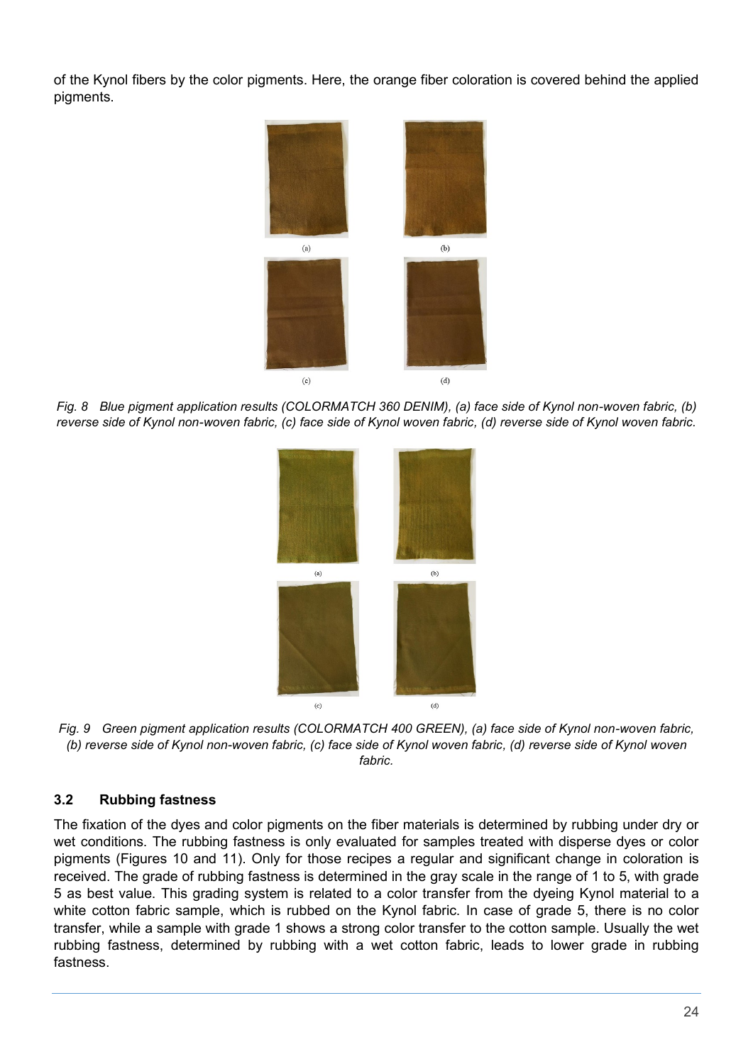of the Kynol fibers by the color pigments. Here, the orange fiber coloration is covered behind the applied pigments.

*Fig. 8 Blue pigment application results (COLORMATCH 360 DENIM), (a) face side of Kynol non-woven fabric, (b) reverse side of Kynol non-woven fabric, (c) face side of Kynol woven fabric, (d) reverse side of Kynol woven fabric.*

*Fig. 9 Green pigment application results (COLORMATCH 400 GREEN), (a) face side of Kynol non-woven fabric, (b) reverse side of Kynol non-woven fabric, (c) face side of Kynol woven fabric, (d) reverse side of Kynol woven fabric.*

### 3.2 Rubbing fastness

The fixation of the dyes and color pigments on the fiber materials is determined by rubbing under dry or wet conditions. The rubbing fastness is only evaluated for samples treated with disperse dyes or color pigments (Figures 10 and 11). Only for those recipes a regular and significant change in coloration is received. The grade of rubbing fastness is determined in the gray scale in the range of 1 to 5, with grade 5 as best value. This grading system is related to a color transfer from the dyeing Kynol material to a white cotton fabric sample, which is rubbed on the Kynol fabric. In case of grade 5, there is no color transfer, while a sample with grade 1 shows a strong color transfer to the cotton sample. Usually the wet rubbing fastness, determined by rubbing with a wet cotton fabric, leads to lower grade in rubbing fastness.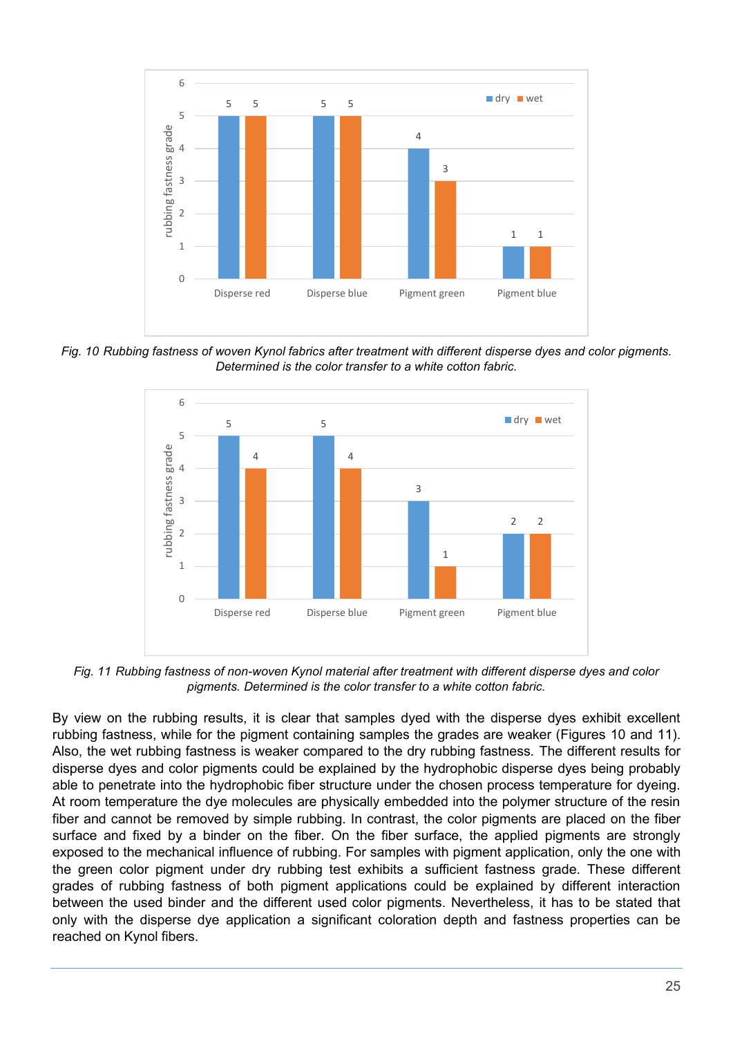*Fig. 10 Rubbing fastness of woven Kynol fabrics after treatment with different disperse dyes and color pigments. Determined is the color transfer to a white cotton fabric.*

*Fig. 11 Rubbing fastness of non-woven Kynol material after treatment with different disperse dyes and color pigments. Determined is the color transfer to a white cotton fabric.*

By view on the rubbing results, it is clear that samples dyed with the disperse dyes exhibit excellent rubbing fastness, while for the pigment containing samples the grades are weaker (Figures 10 and 11). Also, the wet rubbing fastness is weaker compared to the dry rubbing fastness. The different results for disperse dyes and color pigments could be explained by the hydrophobic disperse dyes being probably able to penetrate into the hydrophobic fiber structure under the chosen process temperature for dyeing. At room temperature the dye molecules are physically embedded into the polymer structure of the resin fiber and cannot be removed by simple rubbing. In contrast, the color pigments are placed on the fiber surface and fixed by a binder on the fiber. On the fiber surface, the applied pigments are strongly exposed to the mechanical influence of rubbing. For samples with pigment application, only the one with the green color pigment under dry rubbing test exhibits a sufficient fastness grade. These different grades of rubbing fastness of both pigment applications could be explained by different interaction between the used binder and the different used color pigments. Nevertheless, it has to be stated that only with the disperse dye application a significant coloration depth and fastness properties can be reached on Kynol fibers.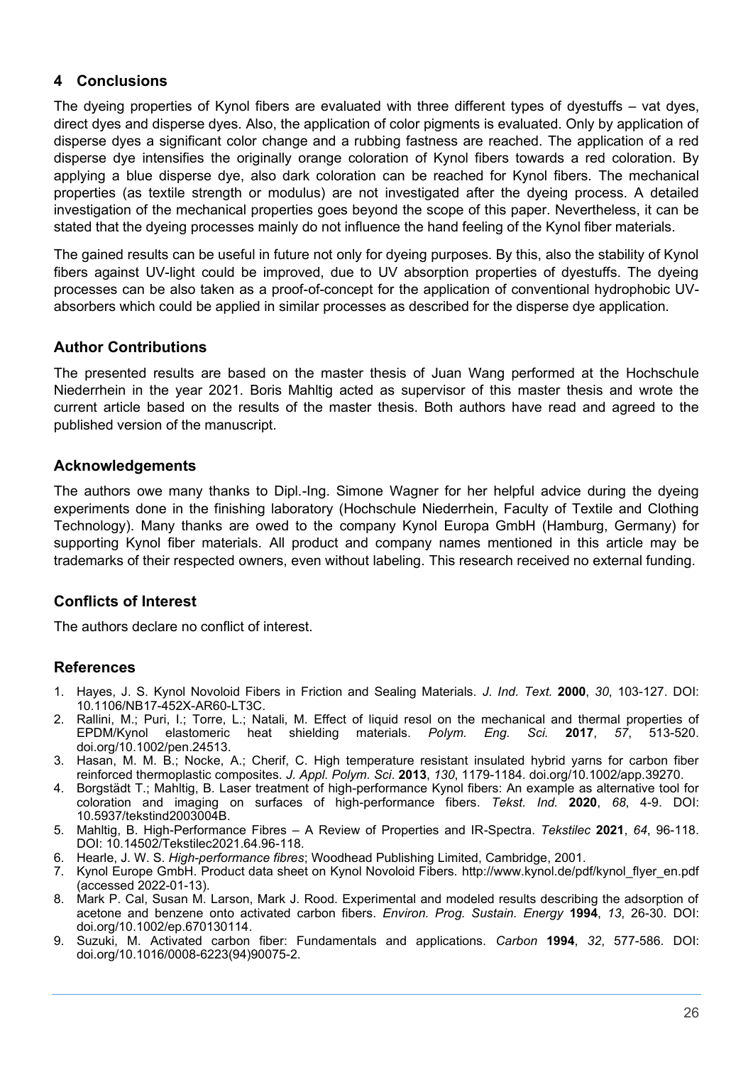## 4 Conclusions

The dyeing properties of Kynol fibers are evaluated with three different types of dyestuffs – vat dyes, direct dyes and disperse dyes. Also, the application of color pigments is evaluated. Only by application of disperse dyes a significant color change and a rubbing fastness are reached. The application of a red disperse dye intensifies the originally orange coloration of Kynol fibers towards a red coloration. By applying a blue disperse dye, also dark coloration can be reached for Kynol fibers. The mechanical properties (as textile strength or modulus) are not investigated after the dyeing process. A detailed investigation of the mechanical properties goes beyond the scope of this paper. Nevertheless, it can be stated that the dyeing processes mainly do not influence the hand feeling of the Kynol fiber materials.

The gained results can be useful in future not only for dyeing purposes. By this, also the stability of Kynol fibers against UV-light could be improved, due to UV absorption properties of dyestuffs. The dyeing processes can be also taken as a proof-of-concept for the application of conventional hydrophobic UV-absorbers which could be applied in similar processes as described for the disperse dye application.

### Author Contributions

The presented results are based on the master thesis of Juan Wang performed at the Hochschule Niederrhein in the year 2021. Boris Mahltig acted as supervisor of this master thesis and wrote the current article based on the results of the master thesis. Both authors have read and agreed to the published version of the manuscript.

### Acknowledgements

The authors owe many thanks to Dipl.-Ing. Simone Wagner for her helpful advice during the dyeing experiments done in the finishing laboratory (Hochschule Niederrhein, Faculty of Textile and Clothing Technology). Many thanks are owed to the company Kynol Europa GmbH (Hamburg, Germany) for supporting Kynol fiber materials. All product and company names mentioned in this article may be trademarks of their respected owners, even without labeling. This research received no external funding.

### Conflicts of Interest

The authors declare no conflict of interest.

### References

1. Hayes, J. S. Kynol Novoloid Fibers in Friction and Sealing Materials. *J. Ind. Text.* **2000**, *30*, 103-127. DOI: 10.1106/NB17-452X-AR60-LT3C.
2. Rallini, M.; Puri, I.; Torre, L.; Natali, M. Effect of liquid resol on the mechanical and thermal properties of EPDM/Kynol elastomeric heat shielding materials. *Polym. Eng. Sci.* **2017**, *57*, 513-520. doi.org/10.1002/pen.24513.
3. Hasan, M. M. B.; Nocke, A.; Cherif, C. High temperature resistant insulated hybrid yarns for carbon fiber reinforced thermoplastic composites. *J. Appl. Polym. Sci*. **2013**, *130*, 1179-1184. doi.org/10.1002/app.39270.
4. Borgstädt T.; Mahltig, B. Laser treatment of high-performance Kynol fibers: An example as alternative tool for coloration and imaging on surfaces of high-performance fibers. *Tekst. Ind.* **2020**, *68*, 4-9. DOI: 10.5937/tekstind2003004B.
5. Mahltig, B. High-Performance Fibres – A Review of Properties and IR-Spectra. *Tekstilec* **2021**, *64*, 96-118. DOI: 10.14502/Tekstilec2021.64.96-118.
6. Hearle, J. W. S. *High-performance fibres*; Woodhead Publishing Limited, Cambridge, 2001.
7. Kynol Europe GmbH. Product data sheet on Kynol Novoloid Fibers. http://www.kynol.de/pdf/kynol_flyer_en.pdf (accessed 2022-01-13).
8. Mark P. Cal, Susan M. Larson, Mark J. Rood. Experimental and modeled results describing the adsorption of acetone and benzene onto activated carbon fibers. *Environ. Prog. Sustain. Energy* **1994**, *13*, 26-30. DOI: doi.org/10.1002/ep.670130114.
9. Suzuki, M. Activated carbon fiber: Fundamentals and applications. *Carbon* **1994**, *32*, 577-586. DOI: doi.org/10.1016/0008-6223(94)90075-2.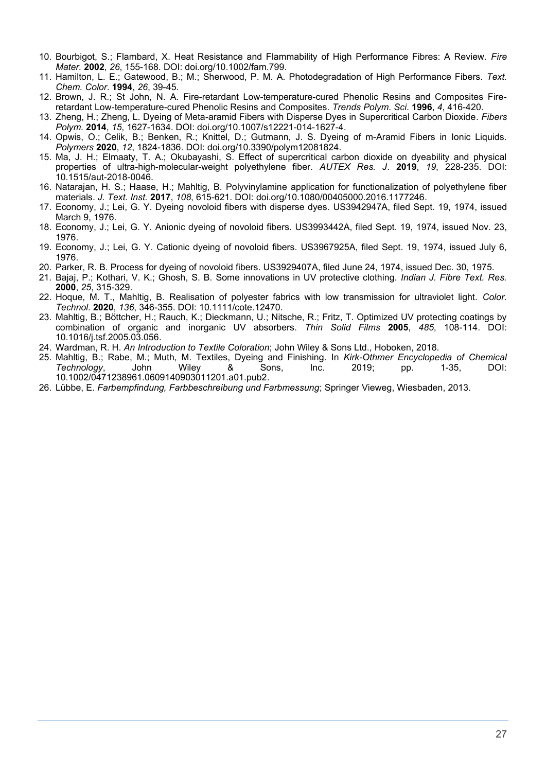10. Bourbigot, S.; Flambard, X. Heat Resistance and Flammability of High Performance Fibres: A Review. *Fire Mater.* **2002**, *26*, 155-168. DOI: doi.org/10.1002/fam.799.
11. Hamilton, L. E.; Gatewood, B.; M.; Sherwood, P. M. A. Photodegradation of High Performance Fibers. *Text. Chem. Color.* **1994**, *26*, 39-45.
12. Brown, J. R.; St John, N. A. Fire-retardant Low-temperature-cured Phenolic Resins and Composites Fire-retardant Low-temperature-cured Phenolic Resins and Composites. *Trends Polym. Sci*. **1996**, *4*, 416-420.
13. Zheng, H.; Zheng, L. Dyeing of Meta-aramid Fibers with Disperse Dyes in Supercritical Carbon Dioxide. *Fibers Polym.* **2014**, *15*, 1627-1634. DOI: doi.org/10.1007/s12221-014-1627-4.
14. Opwis, O.; Celik, B.; Benken, R.; Knittel, D.; Gutmann, J. S. Dyeing of m-Aramid Fibers in Ionic Liquids. *Polymers* **2020**, *12*, 1824-1836. DOI: doi.org/10.3390/polym12081824.
15. Ma, J. H.; Elmaaty, T. A.; Okubayashi, S. Effect of supercritical carbon dioxide on dyeability and physical properties of ultra-high-molecular-weight polyethylene fiber. *AUTEX Res. J*. **2019**, *19*, 228-235. DOI: 10.1515/aut-2018-0046.
16. Natarajan, H. S.; Haase, H.; Mahltig, B. Polyvinylamine application for functionalization of polyethylene fiber materials. *J. Text. Inst.* **2017**, *108*, 615-621. DOI: doi.org/10.1080/00405000.2016.1177246.
17. Economy, J.; Lei, G. Y. Dyeing novoloid fibers with disperse dyes. US3942947A, filed Sept. 19, 1974, issued March 9, 1976.
18. Economy, J.; Lei, G. Y. Anionic dyeing of novoloid fibers. US3993442A, filed Sept. 19, 1974, issued Nov. 23, 1976.
19. Economy, J.; Lei, G. Y. Cationic dyeing of novoloid fibers. US3967925A, filed Sept. 19, 1974, issued July 6, 1976.
20. Parker, R. B. Process for dyeing of novoloid fibers. US3929407A, filed June 24, 1974, issued Dec. 30, 1975.
21. Bajaj, P.; Kothari, V. K.; Ghosh, S. B. Some innovations in UV protective clothing. *Indian J. Fibre Text. Res.* **2000**, *25*, 315-329.
22. Hoque, M. T., Mahltig, B. Realisation of polyester fabrics with low transmission for ultraviolet light. *Color. Technol.* **2020**, *136*, 346-355. DOI: 10.1111/cote.12470.
23. Mahltig, B.; Böttcher, H.; Rauch, K.; Dieckmann, U.; Nitsche, R.; Fritz, T. Optimized UV protecting coatings by combination of organic and inorganic UV absorbers. *Thin Solid Films* **2005**, *485*, 108-114. DOI: 10.1016/j.tsf.2005.03.056.
24. Wardman, R. H. *An Introduction to Textile Coloration*; John Wiley & Sons Ltd., Hoboken, 2018.
25. Mahltig, B.; Rabe, M.; Muth, M. Textiles, Dyeing and Finishing. In *Kirk-Othmer Encyclopedia of Chemical Technology*, John Wiley & Sons, Inc. 2019; pp. 1-35, DOI: 10.1002/0471238961.0609140903011201.a01.pub2.
26. Lübbe, E. *Farbempfindung, Farbbeschreibung und Farbmessung*; Springer Vieweg, Wiesbaden, 2013.